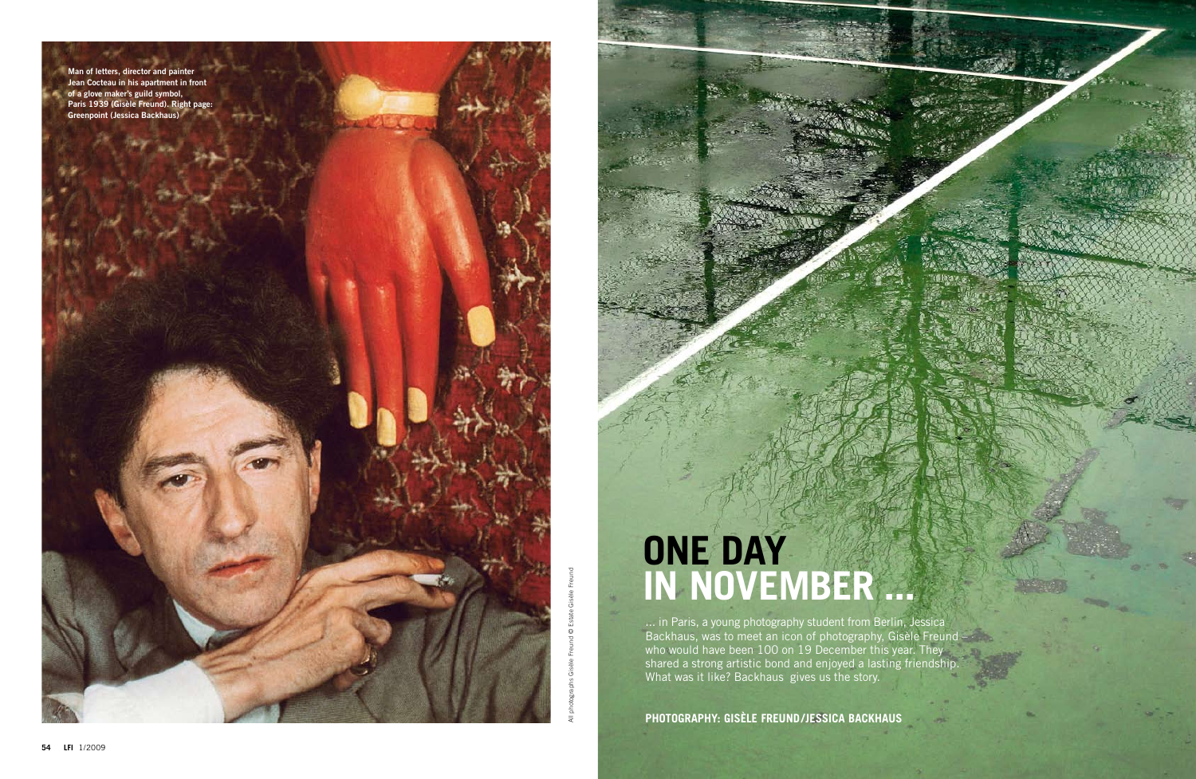Man of letters, director and painter Jean Cocteau in his apartment in front of a glove maker's guild symbol, Paris 1939 (Gisèle Freund). Right page: Greenpoint (Jessica Backhaus)

All photographs Gisèle Freund © Estate Gisèle Freund

# ONE DAY IN NOVEMBER ...

... in Paris, a young photography student from Berlin, Jessica Backhaus, was to meet an icon of photography, Gisèle Freund who would have been 100 on 19 December this year. They shared a strong artistic bond and enjoyed a lasting friendship. What was it like? Backhaus gives us the story.

**PHOTOGRAPHY: GISÈLE FREUND/JESSICA BACKHAUS**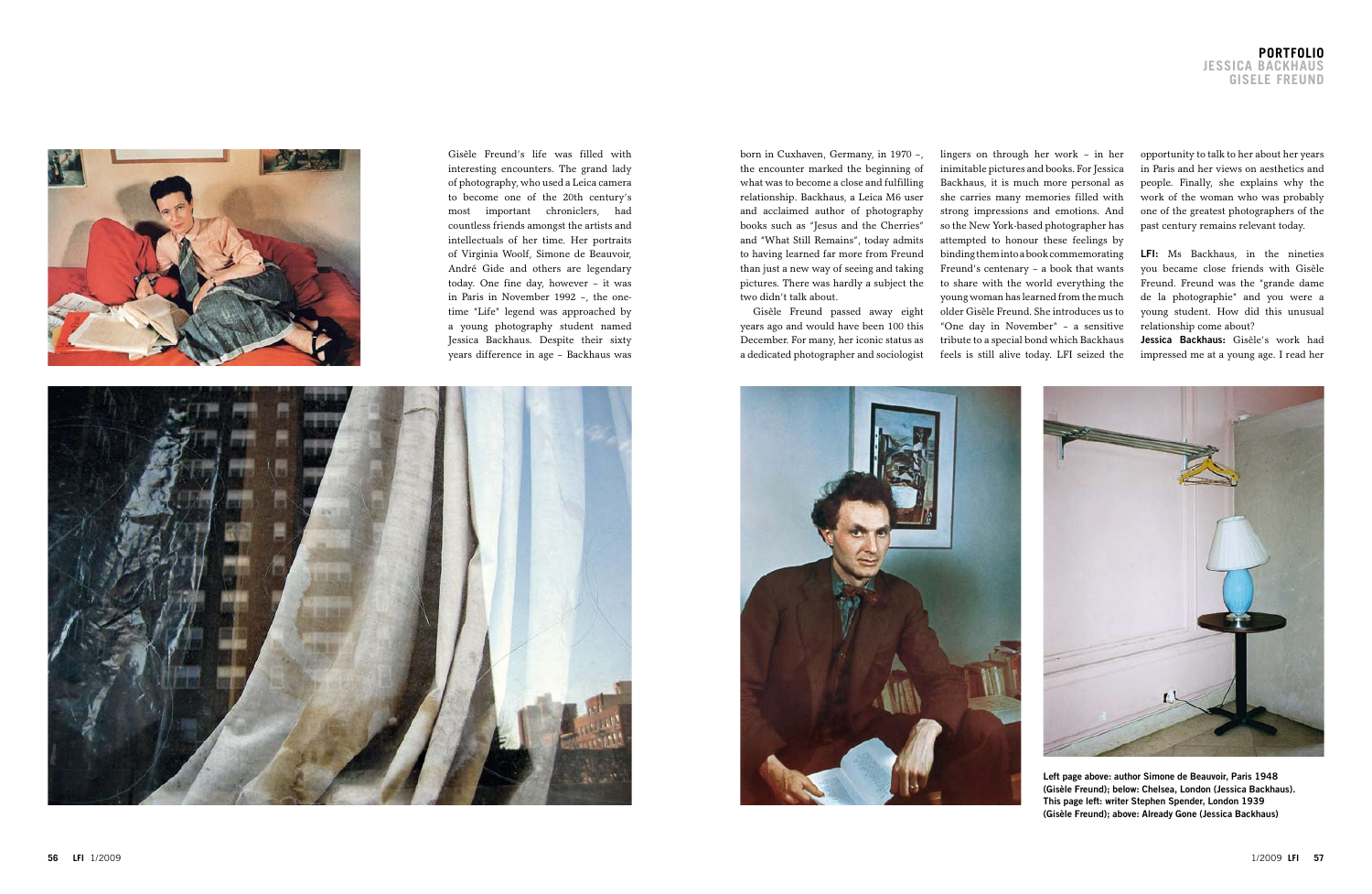# PORTFOLIO
## JESSICA BACKHAUS
## GISELE FREUND

Gisèle Freund's life was filled with interesting encounters. The grand lady of photography, who used a Leica camera to become one of the 20th century's most important chroniclers, had countless friends amongst the artists and intellectuals of her time. Her portraits of Virginia Woolf, Simone de Beauvoir, André Gide and others are legendary today. One fine day, however – it was in Paris in November 1992 –, the one-time "Life" legend was approached by a young photography student named Jessica Backhaus. Despite their sixty years difference in age – Backhaus was born in Cuxhaven, Germany, in 1970 –, the encounter marked the beginning of what was to become a close and fulfilling relationship. Backhaus, a Leica M6 user and acclaimed author of photography books such as "Jesus and the Cherries" and "What Still Remains", today admits to having learned far more from Freund than just a new way of seeing and taking pictures. There was hardly a subject the two didn't talk about.

Gisèle Freund passed away eight years ago and would have been 100 this December. For many, her iconic status as a dedicated photographer and sociologist lingers on through her work – in her inimitable pictures and books. For Jessica Backhaus, it is much more personal as she carries many memories filled with strong impressions and emotions. And so the New York-based photographer has attempted to honour these feelings by binding them into a book commemorating Freund's centenary – a book that wants to share with the world everything the young woman has learned from the much older Gisèle Freund. She introduces us to "One day in November" – a sensitive tribute to a special bond which Backhaus feels is still alive today. LFI seized the opportunity to talk to her about her years in Paris and her views on aesthetics and people. Finally, she explains why the work of the woman who was probably one of the greatest photographers of the past century remains relevant today.

**LFI:** Ms Backhaus, in the nineties you became close friends with Gisèle Freund. Freund was the "grande dame de la photographie" and you were a young student. How did this unusual relationship come about?

**Jessica Backhaus:** Gisèle's work had impressed me at a young age. I read her

**Left page above: author Simone de Beauvoir, Paris 1948 (Gisèle Freund); below: Chelsea, London (Jessica Backhaus). This page left: writer Stephen Spender, London 1939 (Gisèle Freund); above: Already Gone (Jessica Backhaus)**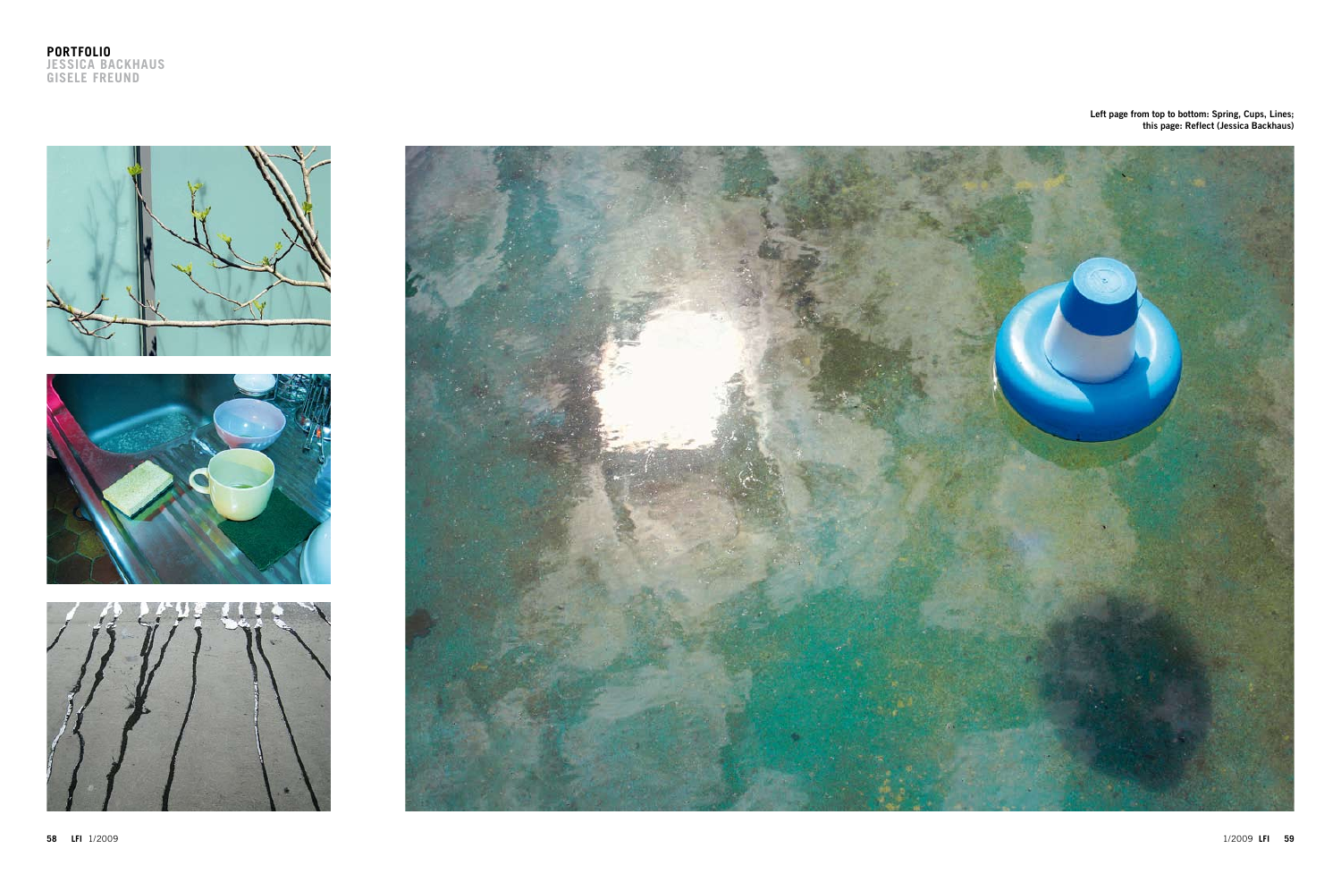**PORTFOLIO**
**JESSICA BACKHAUS**
**GISELE FREUND**

**Left page from top to bottom: Spring, Cups, Lines;**
**this page: Reflect (Jessica Backhaus)**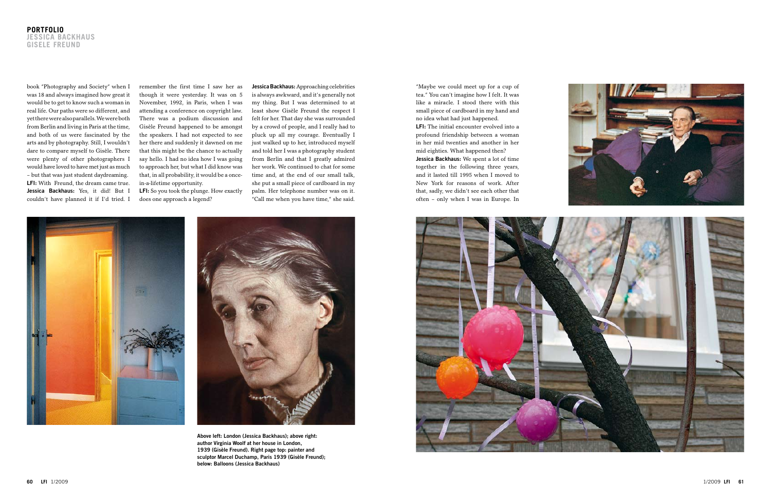**PORTFOLIO**
**JESSICA BACKHAUS**
**GISELE FREUND**

book "Photography and Society" when I was 18 and always imagined how great it would be to get to know such a woman in real life. Our paths were so different, and yet there were also parallels. We were both from Berlin and living in Paris at the time, and both of us were fascinated by the arts and by photography. Still, I wouldn't dare to compare myself to Gisèle. There were plenty of other photographers I would have loved to have met just as much – but that was just student daydreaming.

**LFI:** With Freund, the dream came true.

**Jessica Backhaus:** Yes, it did! But I couldn't have planned it if I'd tried. I remember the first time I saw her as though it were yesterday. It was on 5 November, 1992, in Paris, when I was attending a conference on copyright law. There was a podium discussion and Gisèle Freund happened to be amongst the speakers. I had not expected to see her there and suddenly it dawned on me that this might be the chance to actually say hello. I had no idea how I was going to approach her, but what I did know was that, in all probability, it would be a once-in-a-lifetime opportunity.

**LFI:** So you took the plunge. How exactly does one approach a legend?

**Jessica Backhaus:** Approaching celebrities is always awkward, and it's generally not my thing. But I was determined to at least show Gisèle Freund the respect I felt for her. That day she was surrounded by a crowd of people, and I really had to pluck up all my courage. Eventually I just walked up to her, introduced myself and told her I was a photography student from Berlin and that I greatly admired her work. We continued to chat for some time and, at the end of our small talk, she put a small piece of cardboard in my palm. Her telephone number was on it. "Call me when you have time," she said. "Maybe we could meet up for a cup of tea." You can't imagine how I felt. It was like a miracle. I stood there with this small piece of cardboard in my hand and no idea what had just happened.

**LFI:** The initial encounter evolved into a profound friendship between a woman in her mid twenties and another in her mid eighties. What happened then?

**Jessica Backhaus:** We spent a lot of time together in the following three years, and it lasted till 1995 when I moved to New York for reasons of work. After that, sadly, we didn't see each other that often – only when I was in Europe. In

**Above left: London (Jessica Backhaus); above right: author Virginia Woolf at her house in London, 1939 (Gisèle Freund). Right page top: painter and sculptor Marcel Duchamp, Paris 1939 (Gisèle Freund); below: Balloons (Jessica Backhaus)**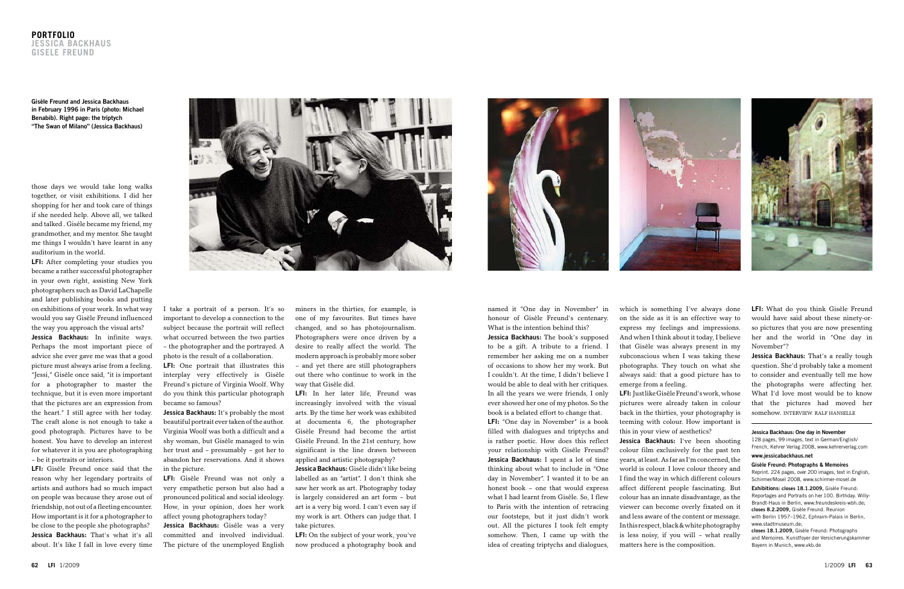## PORTFOLIO
### JESSICA BACKHAUS
### GISELE FREUND

**Gisèle Freund and Jessica Backhaus in February 1996 in Paris (photo: Michael Benabib). Right page: the triptych "The Swan of Milano" (Jessica Backhaus)**

those days we would take long walks together, or visit exhibitions. I did her shopping for her and took care of things if she needed help. Above all, we talked and talked . Gisèle became my friend, my grandmother, and my mentor. She taught me things I wouldn't have learnt in any auditorium in the world.

**LFI:** After completing your studies you became a rather successful photographer in your own right, assisting New York photographers such as David LaChapelle and later publishing books and putting on exhibitions of your work. In what way would you say Gisèle Freund influenced the way you approach the visual arts?

**Jessica Backhaus:** In infinite ways. Perhaps the most important piece of advice she ever gave me was that a good picture must always arise from a feeling. "Jessi," Gisèle once said, "it is important for a photographer to master the technique, but it is even more important that the pictures are an expression from the heart." I still agree with her today. The craft alone is not enough to take a good photograph. Pictures have to be honest. You have to develop an interest for whatever it is you are photographing – be it portraits or interiors.

**LFI:** Gisèle Freund once said that the reason why her legendary portraits of artists and authors had so much impact on people was because they arose out of friendship, not out of a fleeting encounter. How important is it for a photographer to be close to the people she photographs?

**Jessica Backhaus:** That's what it's all about. It's like I fall in love every time I take a portrait of a person. It's so important to develop a connection to the subject because the portrait will reflect what occurred between the two parties – the photographer and the portrayed. A photo is the result of a collaboration.

**LFI:** One portrait that illustrates this interplay very effectively is Gisèle Freund's picture of Virginia Woolf. Why do you think this particular photograph became so famous?

**Jessica Backhaus:** It's probably the most beautiful portrait ever taken of the author. Virginia Woolf was both a difficult and a shy woman, but Gisèle managed to win her trust and – presumably – got her to abandon her reservations. And it shows in the picture.

**LFI:** Gisèle Freund was not only a very empathetic person but also had a pronounced political and social ideology. How, in your opinion, does her work affect young photographers today?

**Jessica Backhaus:** Gisèle was a very committed and involved individual. The picture of the unemployed English miners in the thirties, for example, is one of my favourites. But times have changed, and so has photojournalism. Photographers were once driven by a desire to really affect the world. The modern approach is probably more sober – and yet there are still photographers out there who continue to work in the way that Gisèle did.

**LFI:** In her later life, Freund was increasingly involved with the visual arts. By the time her work was exhibited at documenta 6, the photographer Gisèle Freund had become the artist Gisèle Freund. In the 21st century, how significant is the line drawn between applied and artistic photography?

**Jessica Backhaus:** Gisèle didn't like being labelled as an "artist". I don't think she saw her work as art. Photography today is largely considered an art form – but art is a very big word. I can't even say if my work is art. Others can judge that. I take pictures.

**LFI:** On the subject of your work, you've now produced a photography book and named it "One day in November" in honour of Gisèle Freund's centenary. What is the intention behind this?

**Jessica Backhaus:** The book's supposed to be a gift. A tribute to a friend. I remember her asking me on a number of occasions to show her my work. But I couldn't. At the time, I didn't believe I would be able to deal with her critiques. In all the years we were friends, I only ever showed her one of my photos. So the book is a belated effort to change that.

**LFI:** "One day in November" is a book filled with dialogues and triptychs and is rather poetic. How does this reflect your relationship with Gisèle Freund?

**Jessica Backhaus:** I spent a lot of time thinking about what to include in "One day in November". I wanted it to be an honest book – one that would express what I had learnt from Gisèle. So, I flew to Paris with the intention of retracing our footsteps, but it just didn't work out. All the pictures I took felt empty somehow. Then, I came up with the idea of creating triptychs and dialogues, which is something I've always done on the side as it is an effective way to express my feelings and impressions. And when I think about it today, I believe that Gisèle was always present in my subconscious when I was taking these photographs. They touch on what she always said: that a good picture has to emerge from a feeling.

**LFI:** Just like Gisèle Freund's work, whose pictures were already taken in colour back in the thirties, your photography is teeming with colour. How important is this in your view of aesthetics?

**Jessica Backhaus:** I've been shooting colour film exclusively for the past ten years, at least. As far as I'm concerned, the world is colour. I love colour theory and I find the way in which different colours affect different people fascinating. But colour has an innate disadvantage, as the viewer can become overly fixated on it and less aware of the content or message. In this respect, black & white photography is less noisy, if you will – what really matters here is the composition.

**LFI:** What do you think Gisèle Freund would have said about these ninety-or-so pictures that you are now presenting her and the world in "One day in November"?

**Jessica Backhaus:** That's a really tough question. She'd probably take a moment to consider and eventually tell me how the photographs were affecting her. What I'd love most would be to know that the pictures had moved her somehow. INTERVIEW: RALF HANSELLE

---

**Jessica Backhaus: One day in November**
128 pages, 99 images, text in German/English/French, Kehrer Verlag 2008, www.kehrerverlag.com

**www.jessicabackhaus.net**

**Gisèle Freund: Photographs & Memoires**
Reprint. 224 pages, over 200 images, text in English, Schirmer/Mosel 2008, www.schirmer-mosel.de

**Exhibitions: closes 18.1.2009,** Gisèle Freund: Reportages and Portraits on her 100. Birthday. Willy-Brandt-Haus in Berlin, www.freundeskreis-wbh.de; **closes 8.2.2009,** Gisèle Freund. Reunion with Berlin 1957–1962, Ephraim-Palais in Berlin, www.stadtmuseum.de;
**closes 18.1.2009,** Gisèle Freund: Photographs and Memoires. Kunstfoyer der Versicherungskammer Bayern in Munich, www.vkb.de